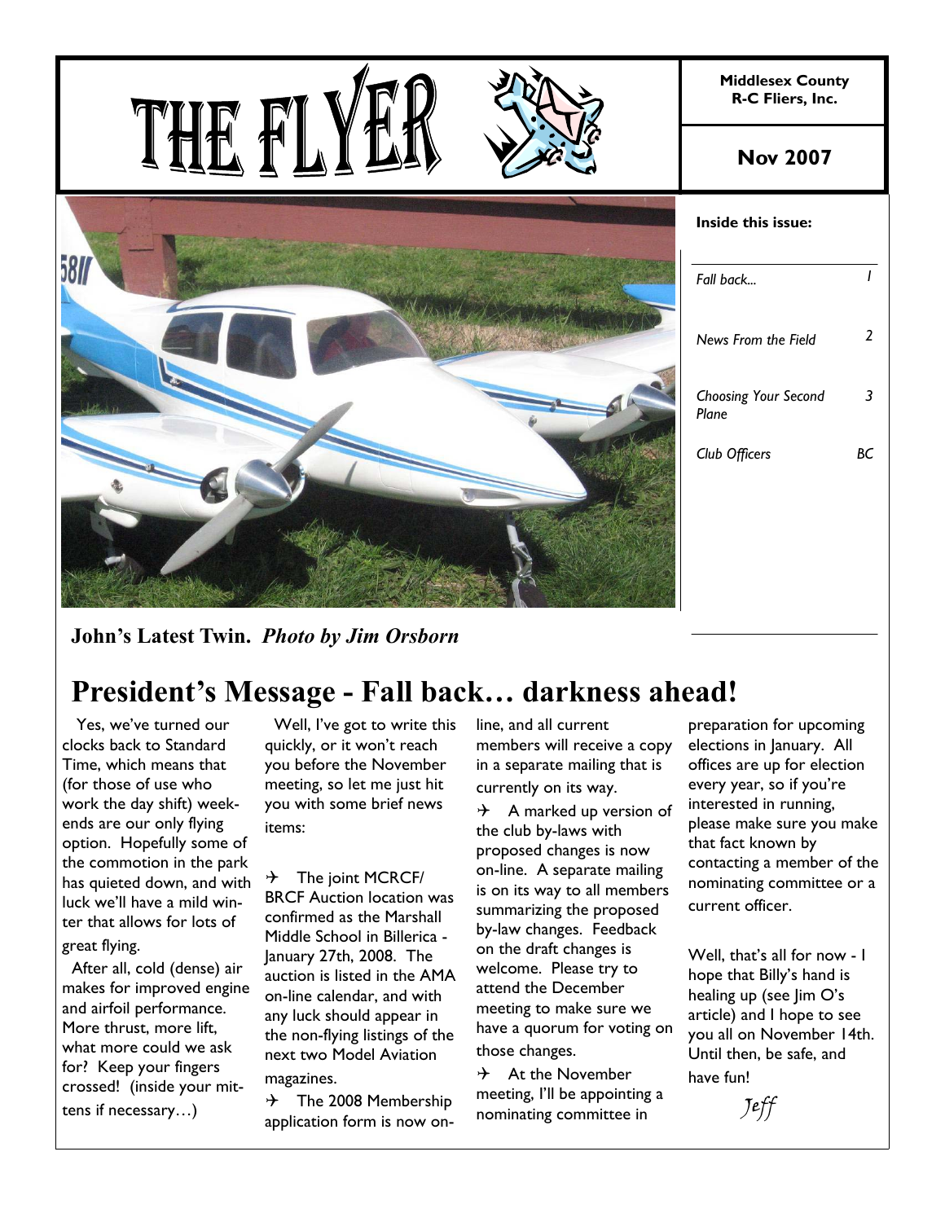# THE FLYER

**Middlesex County R-C Fliers, Inc.**

**Nov 2007**

**Inside this issue:**

| | |
|---|---|
| *Fall back...* | *1* |
| *News From the Field* | *2* |
| *Choosing Your Second Plane* | *3* |
| *Club Officers* | *BC* |

**John's Latest Twin.** ***Photo by Jim Orsborn***

## President's Message - Fall back… darkness ahead!

Yes, we've turned our clocks back to Standard Time, which means that (for those of use who work the day shift) weekends are our only flying option. Hopefully some of the commotion in the park has quieted down, and with luck we'll have a mild winter that allows for lots of great flying.

After all, cold (dense) air makes for improved engine and airfoil performance. More thrust, more lift, what more could we ask for? Keep your fingers crossed! (inside your mittens if necessary…)

Well, I've got to write this quickly, or it won't reach you before the November meeting, so let me just hit you with some brief news items:

- The joint MCRCF/ BRCF Auction location was confirmed as the Marshall Middle School in Billerica - January 27th, 2008. The auction is listed in the AMA on-line calendar, and with any luck should appear in the non-flying listings of the next two Model Aviation magazines.
- The 2008 Membership application form is now on-line, and all current members will receive a copy in a separate mailing that is currently on its way.
- A marked up version of the club by-laws with proposed changes is now on-line. A separate mailing is on its way to all members summarizing the proposed by-law changes. Feedback on the draft changes is welcome. Please try to attend the December meeting to make sure we have a quorum for voting on those changes.
- At the November meeting, I'll be appointing a nominating committee in preparation for upcoming elections in January. All offices are up for election every year, so if you're interested in running, please make sure you make that fact known by contacting a member of the nominating committee or a current officer.

Well, that's all for now - I hope that Billy's hand is healing up (see Jim O's article) and I hope to see you all on November 14th. Until then, be safe, and have fun!

*Jeff*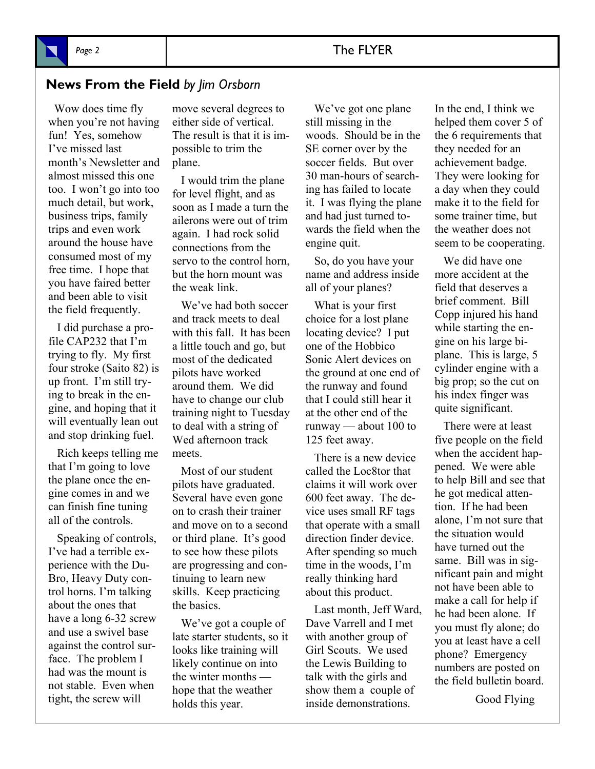## News From the Field *by Jim Orsborn*

Wow does time fly when you're not having fun! Yes, somehow I've missed last month's Newsletter and almost missed this one too. I won't go into too much detail, but work, business trips, family trips and even work around the house have consumed most of my free time. I hope that you have faired better and been able to visit the field frequently.

I did purchase a profile CAP232 that I'm trying to fly. My first four stroke (Saito 82) is up front. I'm still trying to break in the engine, and hoping that it will eventually lean out and stop drinking fuel.

Rich keeps telling me that I'm going to love the plane once the engine comes in and we can finish fine tuning all of the controls.

Speaking of controls, I've had a terrible experience with the Du-Bro, Heavy Duty control horns. I'm talking about the ones that have a long 6-32 screw and use a swivel base against the control surface. The problem I had was the mount is not stable. Even when tight, the screw will move several degrees to either side of vertical. The result is that it is impossible to trim the plane.

I would trim the plane for level flight, and as soon as I made a turn the ailerons were out of trim again. I had rock solid connections from the servo to the control horn, but the horn mount was the weak link.

We've had both soccer and track meets to deal with this fall. It has been a little touch and go, but most of the dedicated pilots have worked around them. We did have to change our club training night to Tuesday to deal with a string of Wed afternoon track meets.

Most of our student pilots have graduated. Several have even gone on to crash their trainer and move on to a second or third plane. It's good to see how these pilots are progressing and continuing to learn new skills. Keep practicing the basics.

We've got a couple of late starter students, so it looks like training will likely continue on into the winter months — hope that the weather holds this year.

We've got one plane still missing in the woods. Should be in the SE corner over by the soccer fields. But over 30 man-hours of searching has failed to locate it. I was flying the plane and had just turned towards the field when the engine quit.

So, do you have your name and address inside all of your planes?

What is your first choice for a lost plane locating device? I put one of the Hobbico Sonic Alert devices on the ground at one end of the runway and found that I could still hear it at the other end of the runway — about 100 to 125 feet away.

There is a new device called the Loc8tor that claims it will work over 600 feet away. The device uses small RF tags that operate with a small direction finder device. After spending so much time in the woods, I'm really thinking hard about this product.

Last month, Jeff Ward, Dave Varrell and I met with another group of Girl Scouts. We used the Lewis Building to talk with the girls and show them a couple of inside demonstrations. In the end, I think we helped them cover 5 of the 6 requirements that they needed for an achievement badge. They were looking for a day when they could make it to the field for some trainer time, but the weather does not seem to be cooperating.

We did have one more accident at the field that deserves a brief comment. Bill Copp injured his hand while starting the engine on his large biplane. This is large, 5 cylinder engine with a big prop; so the cut on his index finger was quite significant.

There were at least five people on the field when the accident happened. We were able to help Bill and see that he got medical attention. If he had been alone, I'm not sure that the situation would have turned out the same. Bill was in significant pain and might not have been able to make a call for help if he had been alone. If you must fly alone; do you at least have a cell phone? Emergency numbers are posted on the field bulletin board.

Good Flying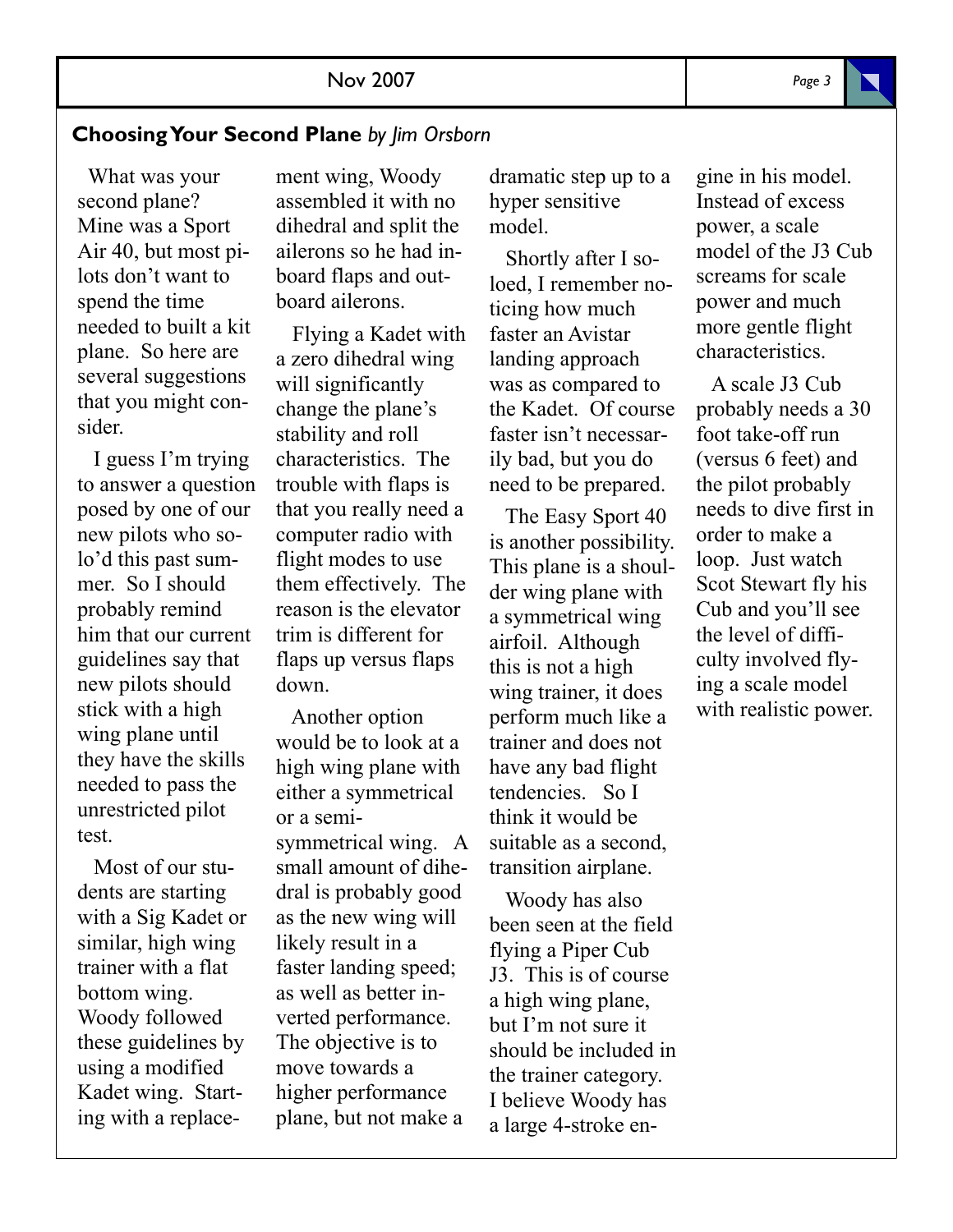## **Choosing Your Second Plane** *by Jim Orsborn*

What was your second plane? Mine was a Sport Air 40, but most pilots don't want to spend the time needed to built a kit plane. So here are several suggestions that you might consider.

I guess I'm trying to answer a question posed by one of our new pilots who solo'd this past summer. So I should probably remind him that our current guidelines say that new pilots should stick with a high wing plane until they have the skills needed to pass the unrestricted pilot test.

Most of our students are starting with a Sig Kadet or similar, high wing trainer with a flat bottom wing. Woody followed these guidelines by using a modified Kadet wing. Starting with a replacement wing, Woody assembled it with no dihedral and split the ailerons so he had inboard flaps and outboard ailerons.

Flying a Kadet with a zero dihedral wing will significantly change the plane's stability and roll characteristics. The trouble with flaps is that you really need a computer radio with flight modes to use them effectively. The reason is the elevator trim is different for flaps up versus flaps down.

Another option would be to look at a high wing plane with either a symmetrical or a semi-symmetrical wing. A small amount of dihedral is probably good as the new wing will likely result in a faster landing speed; as well as better inverted performance. The objective is to move towards a higher performance plane, but not make a dramatic step up to a hyper sensitive model.

Shortly after I soloed, I remember noticing how much faster an Avistar landing approach was as compared to the Kadet. Of course faster isn't necessarily bad, but you do need to be prepared.

The Easy Sport 40 is another possibility. This plane is a shoulder wing plane with a symmetrical wing airfoil. Although this is not a high wing trainer, it does perform much like a trainer and does not have any bad flight tendencies. So I think it would be suitable as a second, transition airplane.

Woody has also been seen at the field flying a Piper Cub J3. This is of course a high wing plane, but I'm not sure it should be included in the trainer category. I believe Woody has a large 4-stroke engine in his model. Instead of excess power, a scale model of the J3 Cub screams for scale power and much more gentle flight characteristics.

A scale J3 Cub probably needs a 30 foot take-off run (versus 6 feet) and the pilot probably needs to dive first in order to make a loop. Just watch Scot Stewart fly his Cub and you'll see the level of difficulty involved flying a scale model with realistic power.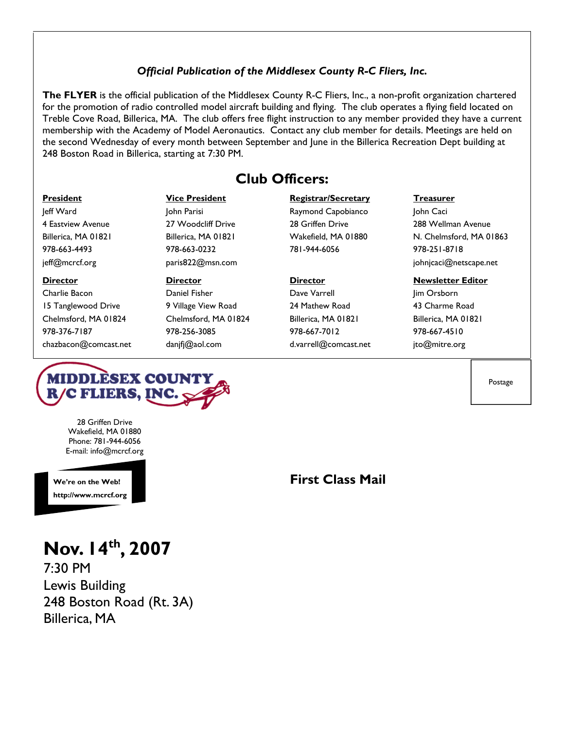*Official Publication of the Middlesex County R-C Fliers, Inc.*

**The FLYER** is the official publication of the Middlesex County R-C Fliers, Inc., a non-profit organization chartered for the promotion of radio controlled model aircraft building and flying. The club operates a flying field located on Treble Cove Road, Billerica, MA. The club offers free flight instruction to any member provided they have a current membership with the Academy of Model Aeronautics. Contact any club member for details. Meetings are held on the second Wednesday of every month between September and June in the Billerica Recreation Dept building at 248 Boston Road in Billerica, starting at 7:30 PM.

## Club Officers:

**President**
Jeff Ward
4 Eastview Avenue
Billerica, MA 01821
978-663-4493
jeff@mcrcf.org

**Vice President**
John Parisi
27 Woodcliff Drive
Billerica, MA 01821
978-663-0232
paris822@msn.com

**Registrar/Secretary**
Raymond Capobianco
28 Griffen Drive
Wakefield, MA 01880
781-944-6056

**Treasurer**
John Caci
288 Wellman Avenue
N. Chelmsford, MA 01863
978-251-8718
johnjcaci@netscape.net

**Director**
Charlie Bacon
15 Tanglewood Drive
Chelmsford, MA 01824
978-376-7187
chazbacon@comcast.net

**Director**
Daniel Fisher
9 Village View Road
Chelmsford, MA 01824
978-256-3085
danjfj@aol.com

**Director**
Dave Varrell
24 Mathew Road
Billerica, MA 01821
978-667-7012
d.varrell@comcast.net

**Newsletter Editor**
Jim Orsborn
43 Charme Road
Billerica, MA 01821
978-667-4510
jto@mitre.org

MIDDLESEX COUNTY R/C FLIERS, INC.

28 Griffen Drive
Wakefield, MA 01880
Phone: 781-944-6056
E-mail: info@mcrcf.org

**We're on the Web!**
**http://www.mcrcf.org**

Postage

**First Class Mail**

# Nov. 14th, 2007

7:30 PM
Lewis Building
248 Boston Road (Rt. 3A)
Billerica, MA